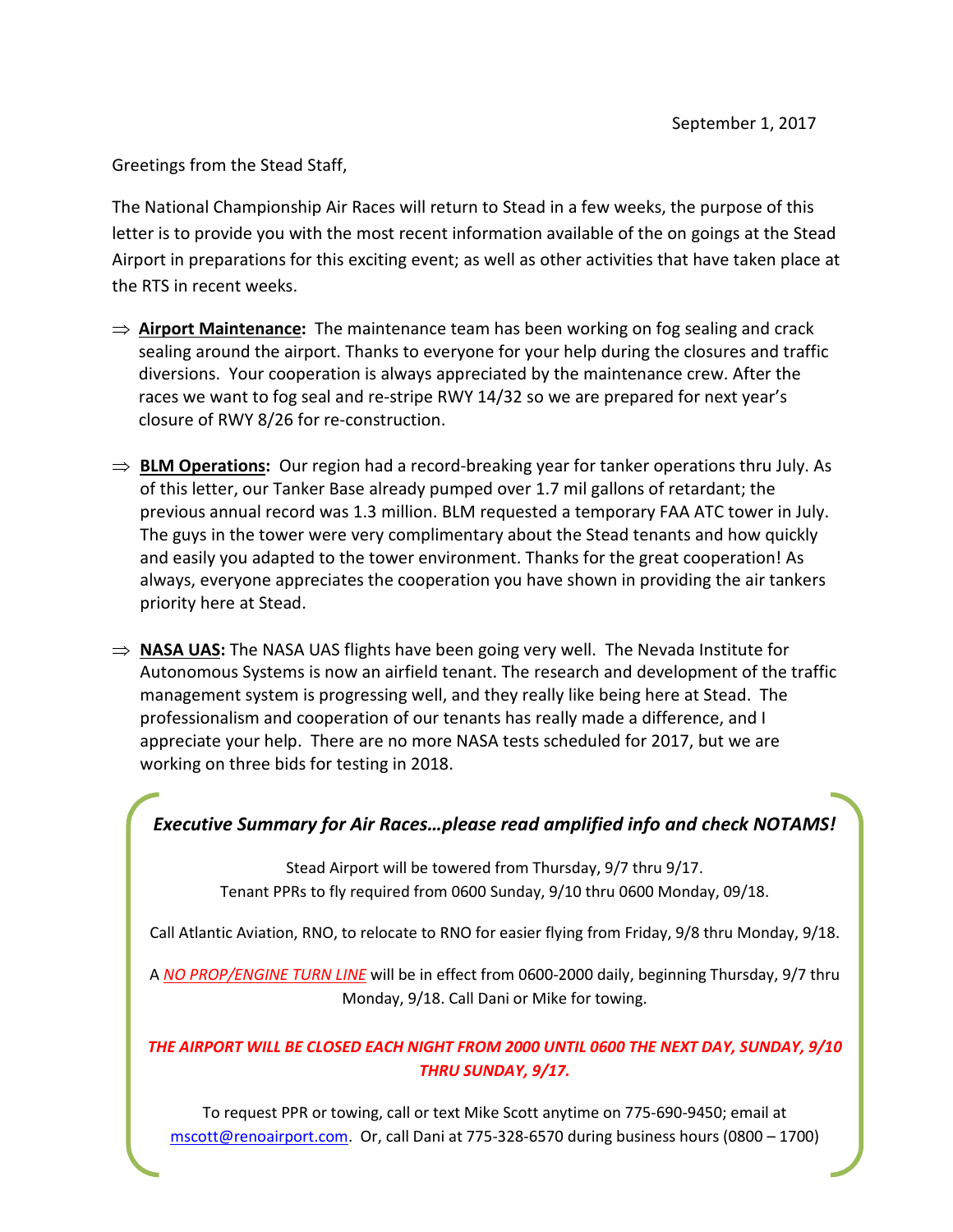September 1, 2017

Greetings from the Stead Staff,

The National Championship Air Races will return to Stead in a few weeks, the purpose of this letter is to provide you with the most recent information available of the on goings at the Stead Airport in preparations for this exciting event; as well as other activities that have taken place at the RTS in recent weeks.

⇒ **Airport Maintenance:** The maintenance team has been working on fog sealing and crack sealing around the airport. Thanks to everyone for your help during the closures and traffic diversions. Your cooperation is always appreciated by the maintenance crew. After the races we want to fog seal and re-stripe RWY 14/32 so we are prepared for next year's closure of RWY 8/26 for re-construction.

⇒ **BLM Operations:** Our region had a record-breaking year for tanker operations thru July. As of this letter, our Tanker Base already pumped over 1.7 mil gallons of retardant; the previous annual record was 1.3 million. BLM requested a temporary FAA ATC tower in July. The guys in the tower were very complimentary about the Stead tenants and how quickly and easily you adapted to the tower environment. Thanks for the great cooperation! As always, everyone appreciates the cooperation you have shown in providing the air tankers priority here at Stead.

⇒ **NASA UAS:** The NASA UAS flights have been going very well. The Nevada Institute for Autonomous Systems is now an airfield tenant. The research and development of the traffic management system is progressing well, and they really like being here at Stead. The professionalism and cooperation of our tenants has really made a difference, and I appreciate your help. There are no more NASA tests scheduled for 2017, but we are working on three bids for testing in 2018.

***Executive Summary for Air Races…please read amplified info and check NOTAMS!***

Stead Airport will be towered from Thursday, 9/7 thru 9/17.
Tenant PPRs to fly required from 0600 Sunday, 9/10 thru 0600 Monday, 09/18.

Call Atlantic Aviation, RNO, to relocate to RNO for easier flying from Friday, 9/8 thru Monday, 9/18.

A *NO PROP/ENGINE TURN LINE* will be in effect from 0600-2000 daily, beginning Thursday, 9/7 thru Monday, 9/18. Call Dani or Mike for towing.

***THE AIRPORT WILL BE CLOSED EACH NIGHT FROM 2000 UNTIL 0600 THE NEXT DAY, SUNDAY, 9/10 THRU SUNDAY, 9/17.***

To request PPR or towing, call or text Mike Scott anytime on 775-690-9450; email at mscott@renoairport.com. Or, call Dani at 775-328-6570 during business hours (0800 – 1700)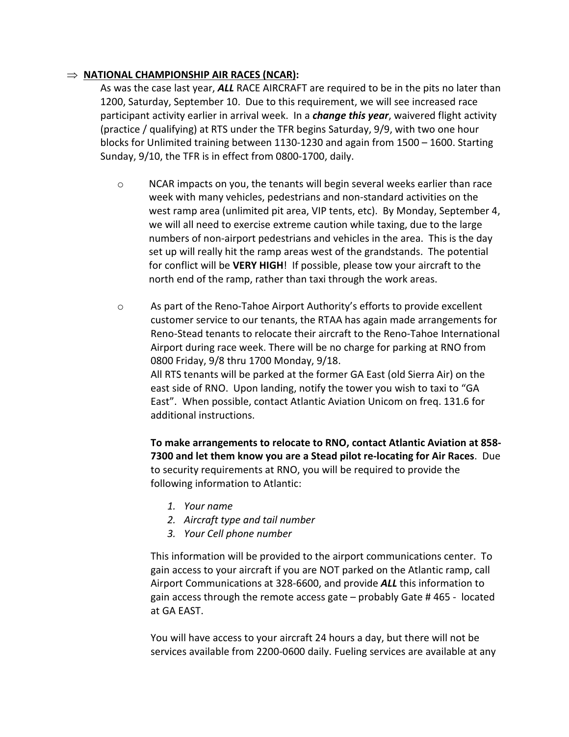⇒ **NATIONAL CHAMPIONSHIP AIR RACES (NCAR):**

As was the case last year, ***ALL*** RACE AIRCRAFT are required to be in the pits no later than 1200, Saturday, September 10. Due to this requirement, we will see increased race participant activity earlier in arrival week. In a ***change this year***, waivered flight activity (practice / qualifying) at RTS under the TFR begins Saturday, 9/9, with two one hour blocks for Unlimited training between 1130-1230 and again from 1500 – 1600. Starting Sunday, 9/10, the TFR is in effect from 0800-1700, daily.

- NCAR impacts on you, the tenants will begin several weeks earlier than race week with many vehicles, pedestrians and non-standard activities on the west ramp area (unlimited pit area, VIP tents, etc). By Monday, September 4, we will all need to exercise extreme caution while taxing, due to the large numbers of non-airport pedestrians and vehicles in the area. This is the day set up will really hit the ramp areas west of the grandstands. The potential for conflict will be **VERY HIGH**! If possible, please tow your aircraft to the north end of the ramp, rather than taxi through the work areas.

- As part of the Reno-Tahoe Airport Authority's efforts to provide excellent customer service to our tenants, the RTAA has again made arrangements for Reno-Stead tenants to relocate their aircraft to the Reno-Tahoe International Airport during race week. There will be no charge for parking at RNO from 0800 Friday, 9/8 thru 1700 Monday, 9/18.
  All RTS tenants will be parked at the former GA East (old Sierra Air) on the east side of RNO. Upon landing, notify the tower you wish to taxi to "GA East". When possible, contact Atlantic Aviation Unicom on freq. 131.6 for additional instructions.

  **To make arrangements to relocate to RNO, contact Atlantic Aviation at 858-7300 and let them know you are a Stead pilot re-locating for Air Races**. Due to security requirements at RNO, you will be required to provide the following information to Atlantic:

  1. *Your name*
  2. *Aircraft type and tail number*
  3. *Your Cell phone number*

  This information will be provided to the airport communications center. To gain access to your aircraft if you are NOT parked on the Atlantic ramp, call Airport Communications at 328-6600, and provide ***ALL*** this information to gain access through the remote access gate – probably Gate # 465 - located at GA EAST.

  You will have access to your aircraft 24 hours a day, but there will not be services available from 2200-0600 daily. Fueling services are available at any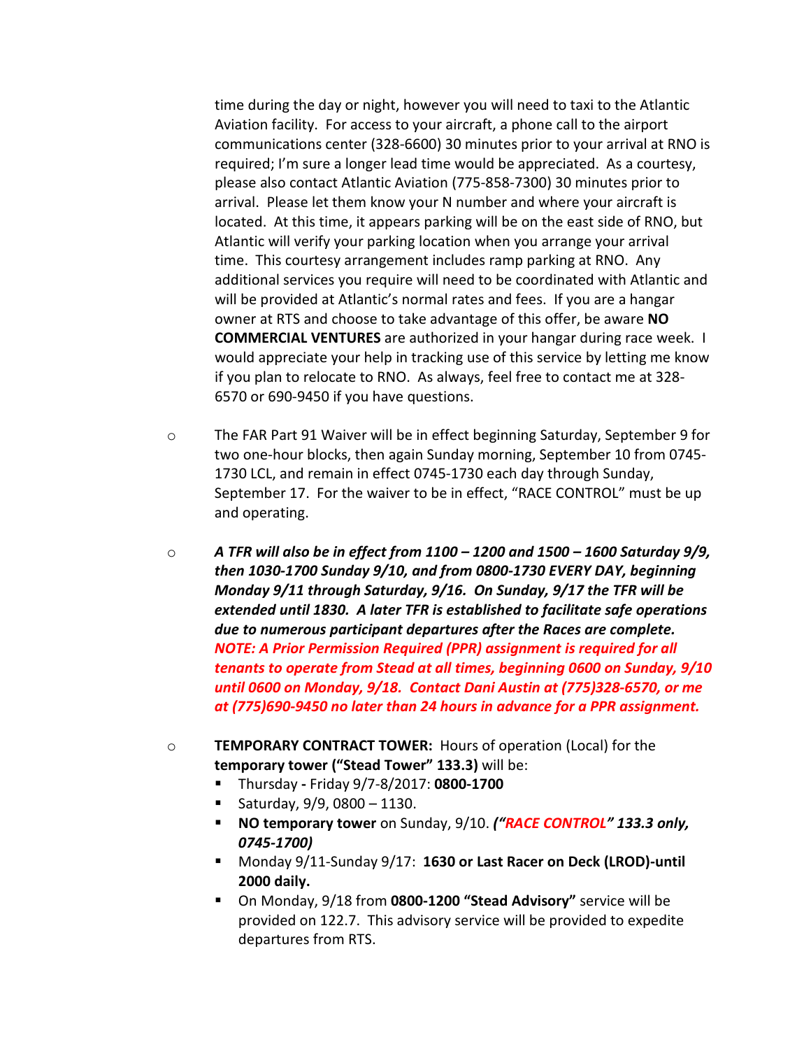time during the day or night, however you will need to taxi to the Atlantic Aviation facility. For access to your aircraft, a phone call to the airport communications center (328-6600) 30 minutes prior to your arrival at RNO is required; I'm sure a longer lead time would be appreciated. As a courtesy, please also contact Atlantic Aviation (775-858-7300) 30 minutes prior to arrival. Please let them know your N number and where your aircraft is located. At this time, it appears parking will be on the east side of RNO, but Atlantic will verify your parking location when you arrange your arrival time. This courtesy arrangement includes ramp parking at RNO. Any additional services you require will need to be coordinated with Atlantic and will be provided at Atlantic's normal rates and fees. If you are a hangar owner at RTS and choose to take advantage of this offer, be aware **NO COMMERCIAL VENTURES** are authorized in your hangar during race week. I would appreciate your help in tracking use of this service by letting me know if you plan to relocate to RNO. As always, feel free to contact me at 328-6570 or 690-9450 if you have questions.

- The FAR Part 91 Waiver will be in effect beginning Saturday, September 9 for two one-hour blocks, then again Sunday morning, September 10 from 0745-1730 LCL, and remain in effect 0745-1730 each day through Sunday, September 17. For the waiver to be in effect, "RACE CONTROL" must be up and operating.

- ***A TFR will also be in effect from 1100 – 1200 and 1500 – 1600 Saturday 9/9, then 1030-1700 Sunday 9/10, and from 0800-1730 EVERY DAY, beginning Monday 9/11 through Saturday, 9/16. On Sunday, 9/17 the TFR will be extended until 1830. A later TFR is established to facilitate safe operations due to numerous participant departures after the Races are complete. NOTE: A Prior Permission Required (PPR) assignment is required for all tenants to operate from Stead at all times, beginning 0600 on Sunday, 9/10 until 0600 on Monday, 9/18. Contact Dani Austin at (775)328-6570, or me at (775)690-9450 no later than 24 hours in advance for a PPR assignment.***

- **TEMPORARY CONTRACT TOWER:** Hours of operation (Local) for the **temporary tower ("Stead Tower" 133.3)** will be:
  - Thursday **-** Friday 9/7-8/2017: **0800-1700**
  - Saturday, 9/9, 0800 – 1130.
  - **NO temporary tower** on Sunday, 9/10. ***("RACE CONTROL" 133.3 only, 0745-1700)***
  - Monday 9/11-Sunday 9/17: **1630 or Last Racer on Deck (LROD)-until 2000 daily.**
  - On Monday, 9/18 from **0800-1200 "Stead Advisory"** service will be provided on 122.7. This advisory service will be provided to expedite departures from RTS.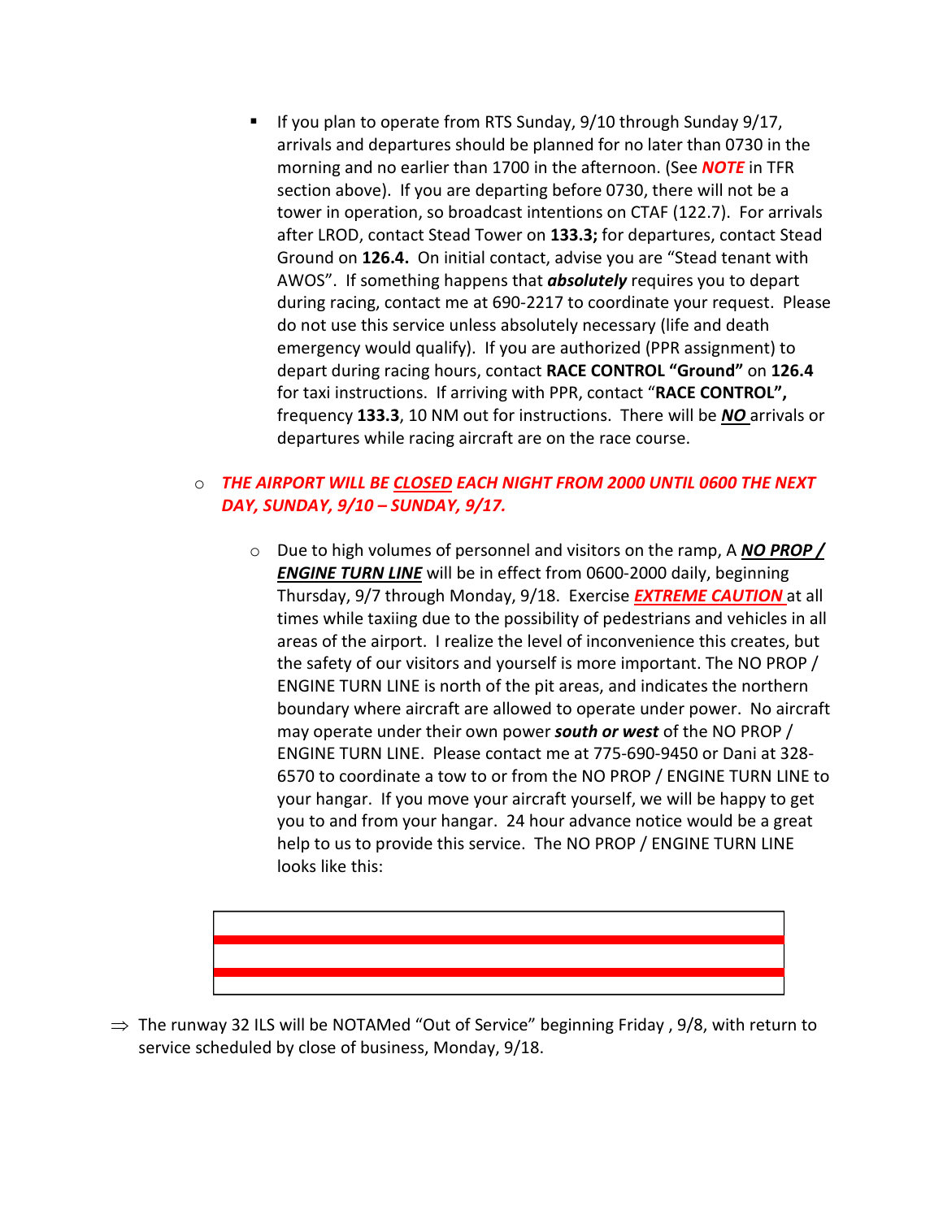- If you plan to operate from RTS Sunday, 9/10 through Sunday 9/17, arrivals and departures should be planned for no later than 0730 in the morning and no earlier than 1700 in the afternoon. (See ***NOTE*** in TFR section above). If you are departing before 0730, there will not be a tower in operation, so broadcast intentions on CTAF (122.7). For arrivals after LROD, contact Stead Tower on **133.3;** for departures, contact Stead Ground on **126.4.** On initial contact, advise you are "Stead tenant with AWOS". If something happens that ***absolutely*** requires you to depart during racing, contact me at 690-2217 to coordinate your request. Please do not use this service unless absolutely necessary (life and death emergency would qualify). If you are authorized (PPR assignment) to depart during racing hours, contact **RACE CONTROL "Ground"** on **126.4** for taxi instructions. If arriving with PPR, contact "**RACE CONTROL",** frequency **133.3**, 10 NM out for instructions. There will be ***NO*** arrivals or departures while racing aircraft are on the race course.

- ***THE AIRPORT WILL BE CLOSED EACH NIGHT FROM 2000 UNTIL 0600 THE NEXT DAY, SUNDAY, 9/10 – SUNDAY, 9/17.***

  - Due to high volumes of personnel and visitors on the ramp, A ***NO PROP / ENGINE TURN LINE*** will be in effect from 0600-2000 daily, beginning Thursday, 9/7 through Monday, 9/18. Exercise ***EXTREME CAUTION*** at all times while taxiing due to the possibility of pedestrians and vehicles in all areas of the airport. I realize the level of inconvenience this creates, but the safety of our visitors and yourself is more important. The NO PROP / ENGINE TURN LINE is north of the pit areas, and indicates the northern boundary where aircraft are allowed to operate under power. No aircraft may operate under their own power ***south or west*** of the NO PROP / ENGINE TURN LINE. Please contact me at 775-690-9450 or Dani at 328-6570 to coordinate a tow to or from the NO PROP / ENGINE TURN LINE to your hangar. If you move your aircraft yourself, we will be happy to get you to and from your hangar. 24 hour advance notice would be a great help to us to provide this service. The NO PROP / ENGINE TURN LINE looks like this:

⇒ The runway 32 ILS will be NOTAMed "Out of Service" beginning Friday , 9/8, with return to service scheduled by close of business, Monday, 9/18.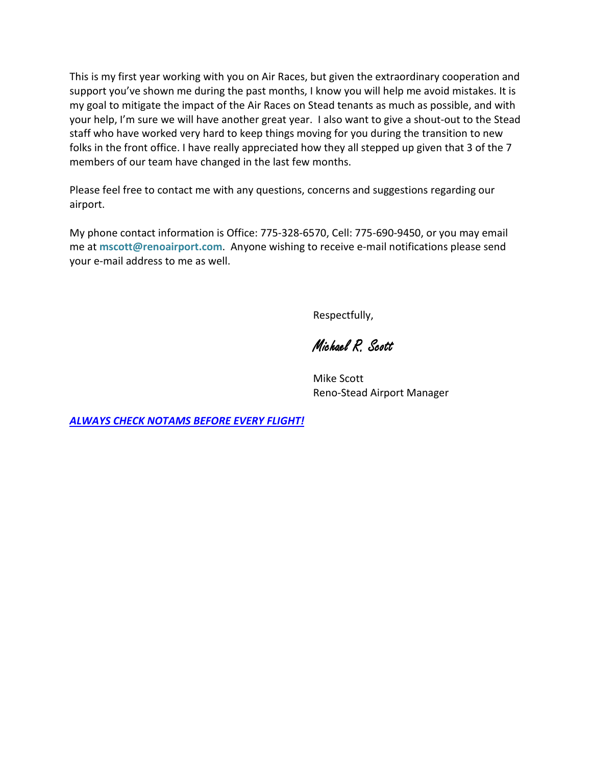This is my first year working with you on Air Races, but given the extraordinary cooperation and support you've shown me during the past months, I know you will help me avoid mistakes. It is my goal to mitigate the impact of the Air Races on Stead tenants as much as possible, and with your help, I'm sure we will have another great year. I also want to give a shout-out to the Stead staff who have worked very hard to keep things moving for you during the transition to new folks in the front office. I have really appreciated how they all stepped up given that 3 of the 7 members of our team have changed in the last few months.

Please feel free to contact me with any questions, concerns and suggestions regarding our airport.

My phone contact information is Office: 775-328-6570, Cell: 775-690-9450, or you may email me at **mscott@renoairport.com**. Anyone wishing to receive e-mail notifications please send your e-mail address to me as well.

Respectfully,

*Michael R. Scott*

Mike Scott
Reno-Stead Airport Manager

***ALWAYS CHECK NOTAMS BEFORE EVERY FLIGHT!***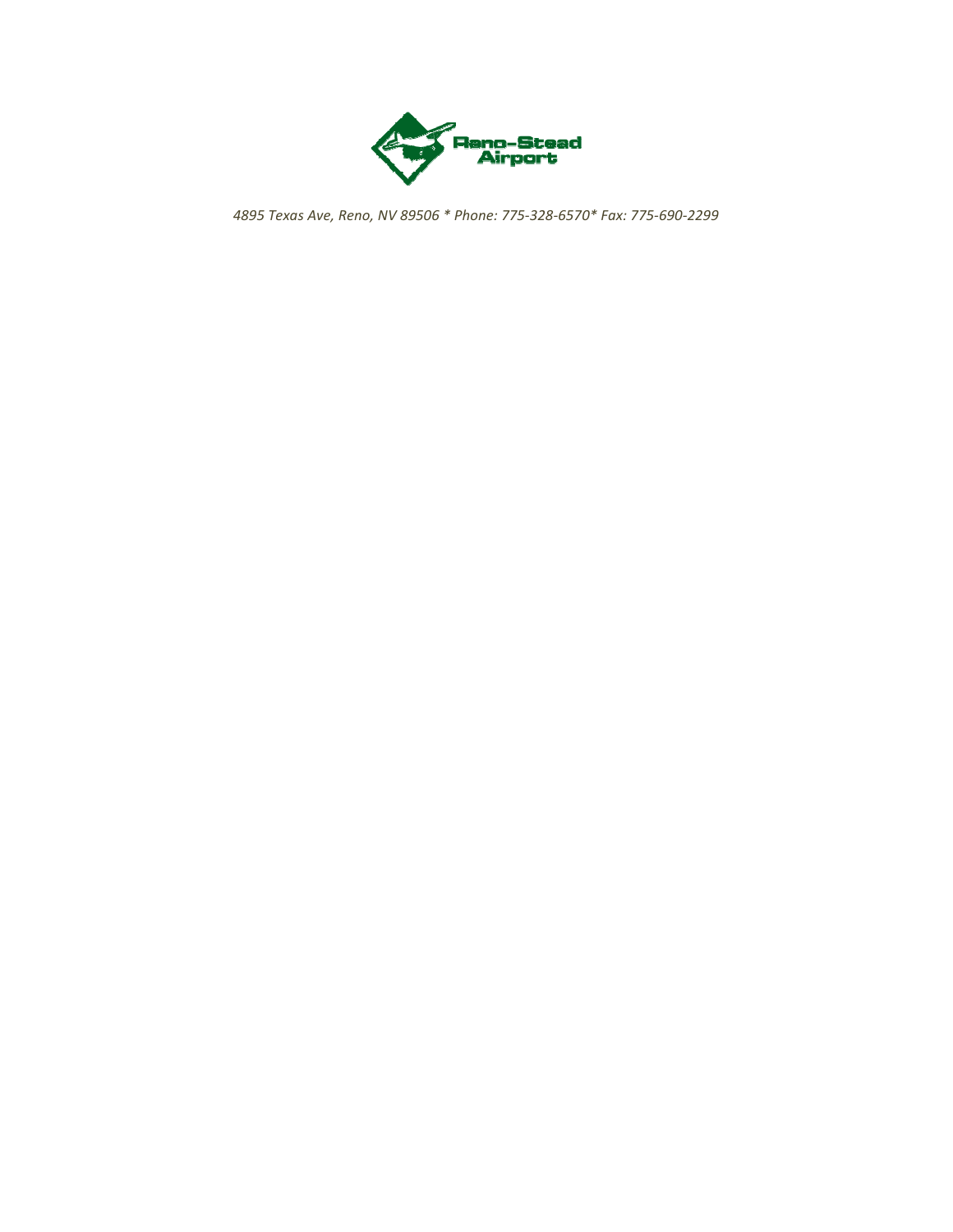*4895 Texas Ave, Reno, NV 89506 * Phone: 775-328-6570* Fax: 775-690-2299*